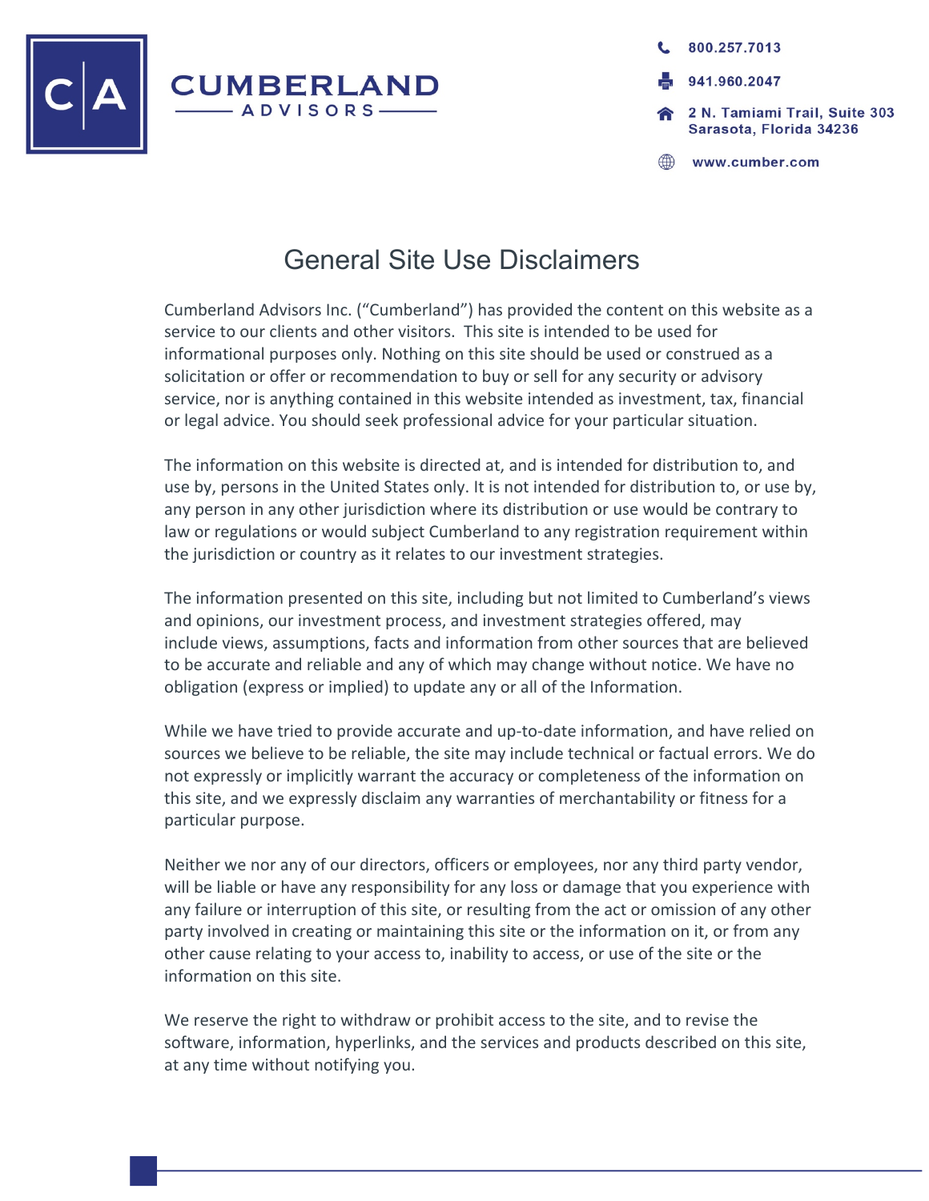CUMBERLAND ADVISORS

800.257.7013

941.960.2047

2 N. Tamiami Trail, Suite 303
Sarasota, Florida 34236

www.cumber.com

# General Site Use Disclaimers

Cumberland Advisors Inc. ("Cumberland") has provided the content on this website as a service to our clients and other visitors. This site is intended to be used for informational purposes only. Nothing on this site should be used or construed as a solicitation or offer or recommendation to buy or sell for any security or advisory service, nor is anything contained in this website intended as investment, tax, financial or legal advice. You should seek professional advice for your particular situation.

The information on this website is directed at, and is intended for distribution to, and use by, persons in the United States only. It is not intended for distribution to, or use by, any person in any other jurisdiction where its distribution or use would be contrary to law or regulations or would subject Cumberland to any registration requirement within the jurisdiction or country as it relates to our investment strategies.

The information presented on this site, including but not limited to Cumberland's views and opinions, our investment process, and investment strategies offered, may include views, assumptions, facts and information from other sources that are believed to be accurate and reliable and any of which may change without notice. We have no obligation (express or implied) to update any or all of the Information.

While we have tried to provide accurate and up-to-date information, and have relied on sources we believe to be reliable, the site may include technical or factual errors. We do not expressly or implicitly warrant the accuracy or completeness of the information on this site, and we expressly disclaim any warranties of merchantability or fitness for a particular purpose.

Neither we nor any of our directors, officers or employees, nor any third party vendor, will be liable or have any responsibility for any loss or damage that you experience with any failure or interruption of this site, or resulting from the act or omission of any other party involved in creating or maintaining this site or the information on it, or from any other cause relating to your access to, inability to access, or use of the site or the information on this site.

We reserve the right to withdraw or prohibit access to the site, and to revise the software, information, hyperlinks, and the services and products described on this site, at any time without notifying you.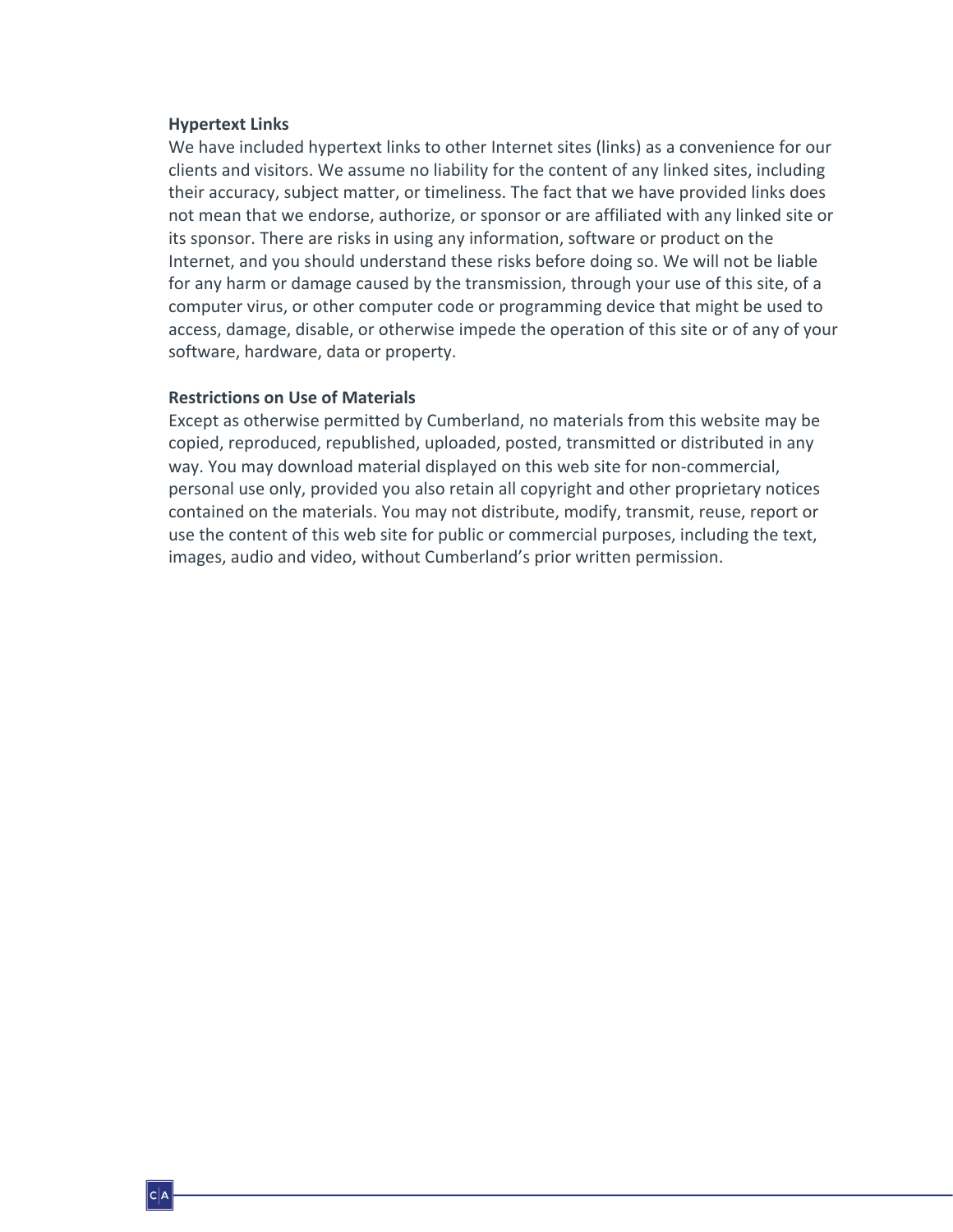**Hypertext Links**

We have included hypertext links to other Internet sites (links) as a convenience for our clients and visitors. We assume no liability for the content of any linked sites, including their accuracy, subject matter, or timeliness. The fact that we have provided links does not mean that we endorse, authorize, or sponsor or are affiliated with any linked site or its sponsor. There are risks in using any information, software or product on the Internet, and you should understand these risks before doing so. We will not be liable for any harm or damage caused by the transmission, through your use of this site, of a computer virus, or other computer code or programming device that might be used to access, damage, disable, or otherwise impede the operation of this site or of any of your software, hardware, data or property.

**Restrictions on Use of Materials**

Except as otherwise permitted by Cumberland, no materials from this website may be copied, reproduced, republished, uploaded, posted, transmitted or distributed in any way. You may download material displayed on this web site for non-commercial, personal use only, provided you also retain all copyright and other proprietary notices contained on the materials. You may not distribute, modify, transmit, reuse, report or use the content of this web site for public or commercial purposes, including the text, images, audio and video, without Cumberland's prior written permission.